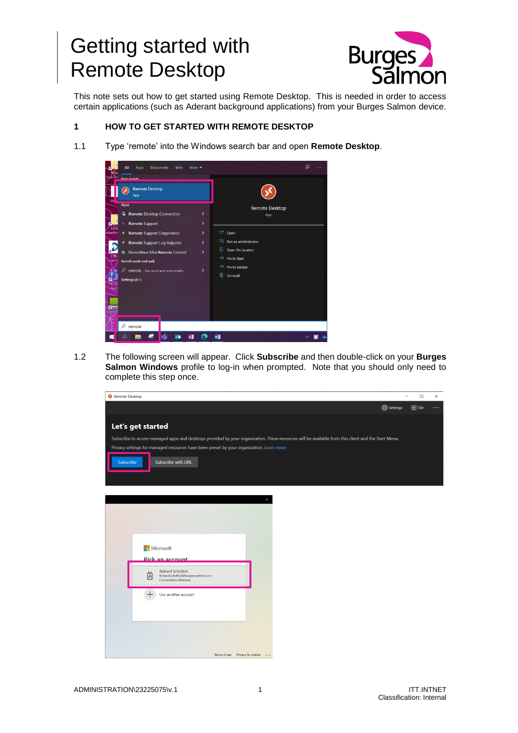# Getting started with Remote Desktop

This note sets out how to get started using Remote Desktop. This is needed in order to access certain applications (such as Aderant background applications) from your Burges Salmon device.

## 1 HOW TO GET STARTED WITH REMOTE DESKTOP

1.1 Type 'remote' into the Windows search bar and open **Remote Desktop**.

1.2 The following screen will appear. Click **Subscribe** and then double-click on your **Burges Salmon Windows** profile to log-in when prompted. Note that you should only need to complete this step once.

ADMINISTRATION\23225075\v.1

ITT.INTNET
Classification: Internal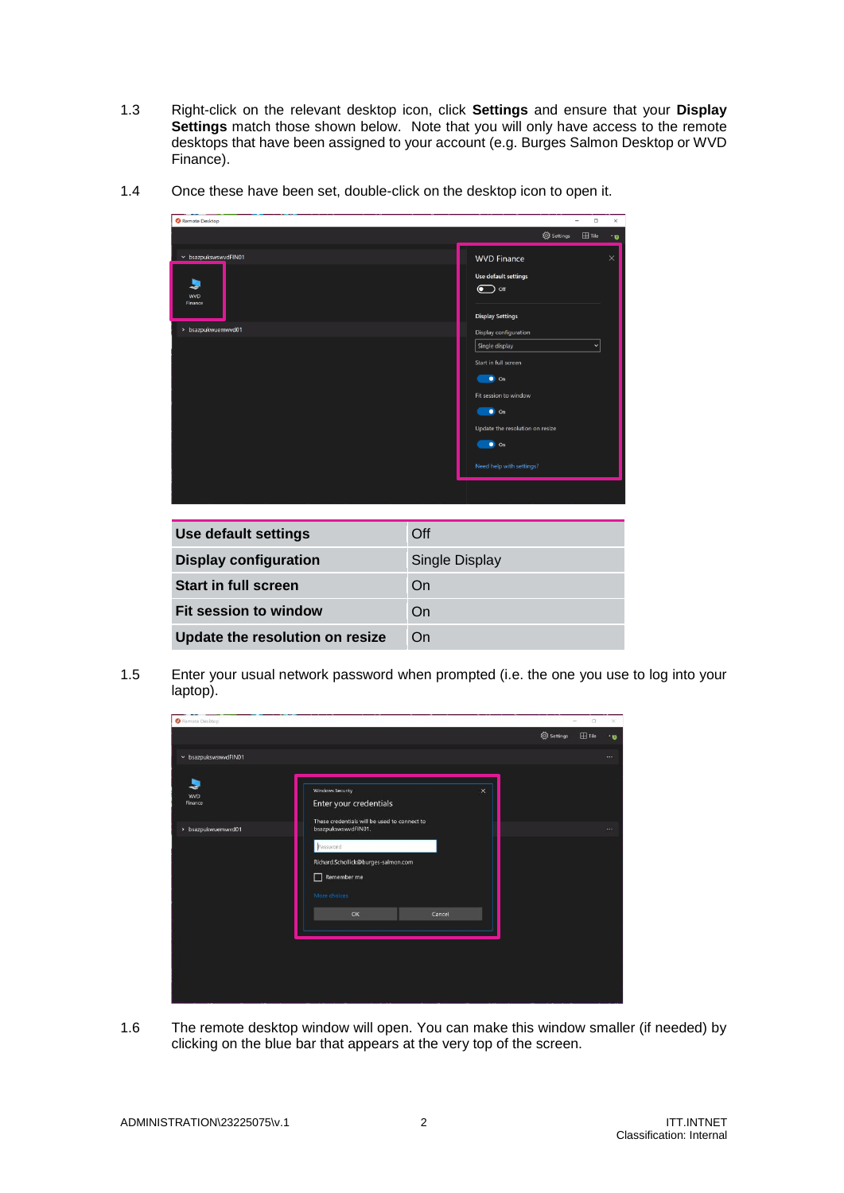1.3 Right-click on the relevant desktop icon, click **Settings** and ensure that your **Display Settings** match those shown below. Note that you will only have access to the remote desktops that have been assigned to your account (e.g. Burges Salmon Desktop or WVD Finance).

1.4 Once these have been set, double-click on the desktop icon to open it.

| **Use default settings** | Off |
|---|---|
| **Display configuration** | Single Display |
| **Start in full screen** | On |
| **Fit session to window** | On |
| **Update the resolution on resize** | On |

1.5 Enter your usual network password when prompted (i.e. the one you use to log into your laptop).

1.6 The remote desktop window will open. You can make this window smaller (if needed) by clicking on the blue bar that appears at the very top of the screen.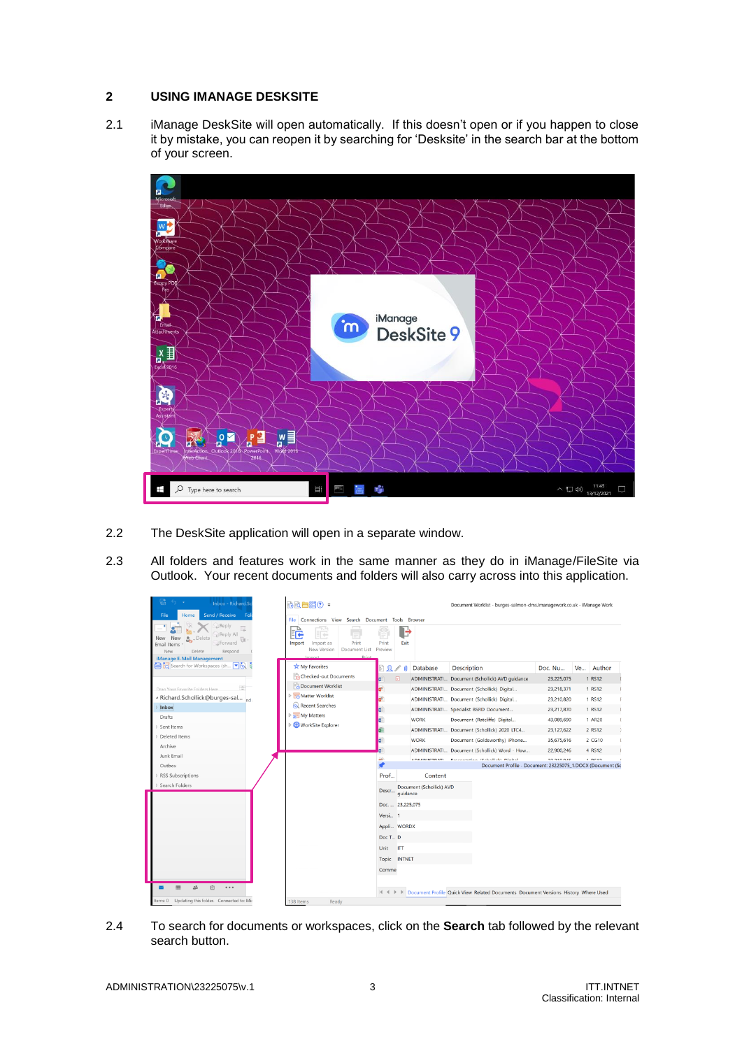## 2 USING IMANAGE DESKSITE

2.1 iManage DeskSite will open automatically. If this doesn't open or if you happen to close it by mistake, you can reopen it by searching for 'Desksite' in the search bar at the bottom of your screen.

2.2 The DeskSite application will open in a separate window.

2.3 All folders and features work in the same manner as they do in iManage/FileSite via Outlook. Your recent documents and folders will also carry across into this application.

2.4 To search for documents or workspaces, click on the **Search** tab followed by the relevant search button.

ADMINISTRATION\23225075\v.1

ITT.INTNET
Classification: Internal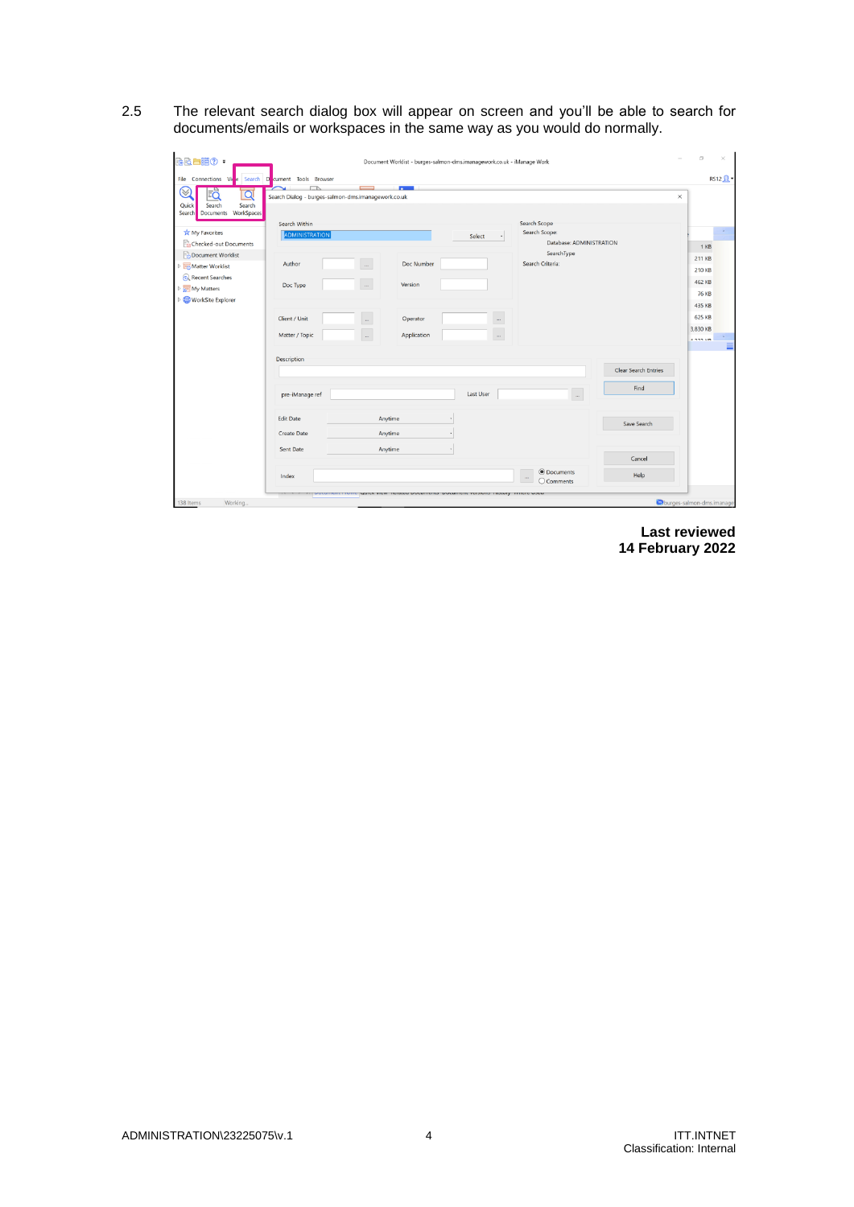2.5 The relevant search dialog box will appear on screen and you'll be able to search for documents/emails or workspaces in the same way as you would do normally.

**Last reviewed**
**14 February 2022**

ADMINISTRATION\23225075\v.1

ITT.INTNET
Classification: Internal